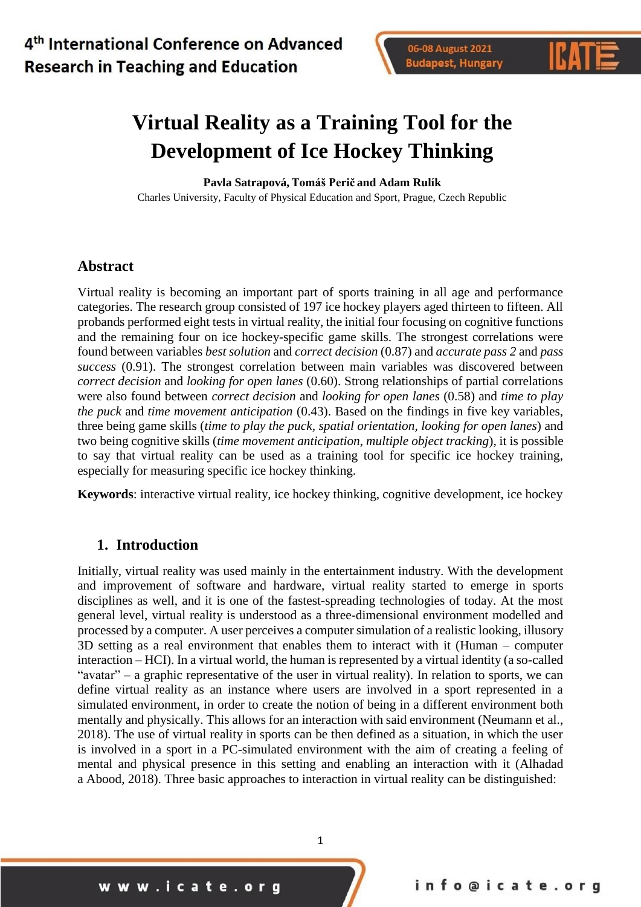# Virtual Reality as a Training Tool for the Development of Ice Hockey Thinking

**Pavla Satrapová, Tomáš Perič and Adam Rulík**

Charles University, Faculty of Physical Education and Sport, Prague, Czech Republic

## Abstract

Virtual reality is becoming an important part of sports training in all age and performance categories. The research group consisted of 197 ice hockey players aged thirteen to fifteen. All probands performed eight tests in virtual reality, the initial four focusing on cognitive functions and the remaining four on ice hockey-specific game skills. The strongest correlations were found between variables *best solution* and *correct decision* (0.87) and *accurate pass 2* and *pass success* (0.91). The strongest correlation between main variables was discovered between *correct decision* and *looking for open lanes* (0.60). Strong relationships of partial correlations were also found between *correct decision* and *looking for open lanes* (0.58) and *time to play the puck* and *time movement anticipation* (0.43). Based on the findings in five key variables, three being game skills (*time to play the puck*, *spatial orientation*, *looking for open lanes*) and two being cognitive skills (*time movement anticipation*, *multiple object tracking*), it is possible to say that virtual reality can be used as a training tool for specific ice hockey training, especially for measuring specific ice hockey thinking.

**Keywords**: interactive virtual reality, ice hockey thinking, cognitive development, ice hockey

## 1. Introduction

Initially, virtual reality was used mainly in the entertainment industry. With the development and improvement of software and hardware, virtual reality started to emerge in sports disciplines as well, and it is one of the fastest-spreading technologies of today. At the most general level, virtual reality is understood as a three-dimensional environment modelled and processed by a computer. A user perceives a computer simulation of a realistic looking, illusory 3D setting as a real environment that enables them to interact with it (Human – computer interaction – HCI). In a virtual world, the human is represented by a virtual identity (a so-called "avatar" – a graphic representative of the user in virtual reality). In relation to sports, we can define virtual reality as an instance where users are involved in a sport represented in a simulated environment, in order to create the notion of being in a different environment both mentally and physically. This allows for an interaction with said environment (Neumann et al., 2018). The use of virtual reality in sports can be then defined as a situation, in which the user is involved in a sport in a PC-simulated environment with the aim of creating a feeling of mental and physical presence in this setting and enabling an interaction with it (Alhadad a Abood, 2018). Three basic approaches to interaction in virtual reality can be distinguished: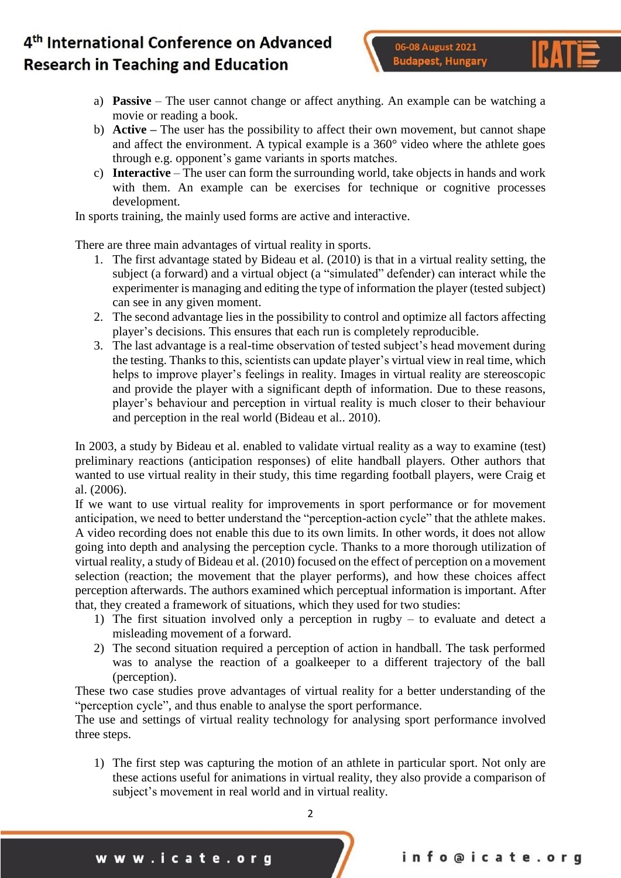a) **Passive** – The user cannot change or affect anything. An example can be watching a movie or reading a book.
b) **Active –** The user has the possibility to affect their own movement, but cannot shape and affect the environment. A typical example is a 360° video where the athlete goes through e.g. opponent's game variants in sports matches.
c) **Interactive** – The user can form the surrounding world, take objects in hands and work with them. An example can be exercises for technique or cognitive processes development.

In sports training, the mainly used forms are active and interactive.

There are three main advantages of virtual reality in sports.

1. The first advantage stated by Bideau et al. (2010) is that in a virtual reality setting, the subject (a forward) and a virtual object (a "simulated" defender) can interact while the experimenter is managing and editing the type of information the player (tested subject) can see in any given moment.
2. The second advantage lies in the possibility to control and optimize all factors affecting player's decisions. This ensures that each run is completely reproducible.
3. The last advantage is a real-time observation of tested subject's head movement during the testing. Thanks to this, scientists can update player's virtual view in real time, which helps to improve player's feelings in reality. Images in virtual reality are stereoscopic and provide the player with a significant depth of information. Due to these reasons, player's behaviour and perception in virtual reality is much closer to their behaviour and perception in the real world (Bideau et al.. 2010).

In 2003, a study by Bideau et al. enabled to validate virtual reality as a way to examine (test) preliminary reactions (anticipation responses) of elite handball players. Other authors that wanted to use virtual reality in their study, this time regarding football players, were Craig et al. (2006).

If we want to use virtual reality for improvements in sport performance or for movement anticipation, we need to better understand the "perception-action cycle" that the athlete makes. A video recording does not enable this due to its own limits. In other words, it does not allow going into depth and analysing the perception cycle. Thanks to a more thorough utilization of virtual reality, a study of Bideau et al. (2010) focused on the effect of perception on a movement selection (reaction; the movement that the player performs), and how these choices affect perception afterwards. The authors examined which perceptual information is important. After that, they created a framework of situations, which they used for two studies:

1) The first situation involved only a perception in rugby – to evaluate and detect a misleading movement of a forward.
2) The second situation required a perception of action in handball. The task performed was to analyse the reaction of a goalkeeper to a different trajectory of the ball (perception).

These two case studies prove advantages of virtual reality for a better understanding of the "perception cycle", and thus enable to analyse the sport performance.

The use and settings of virtual reality technology for analysing sport performance involved three steps.

1) The first step was capturing the motion of an athlete in particular sport. Not only are these actions useful for animations in virtual reality, they also provide a comparison of subject's movement in real world and in virtual reality.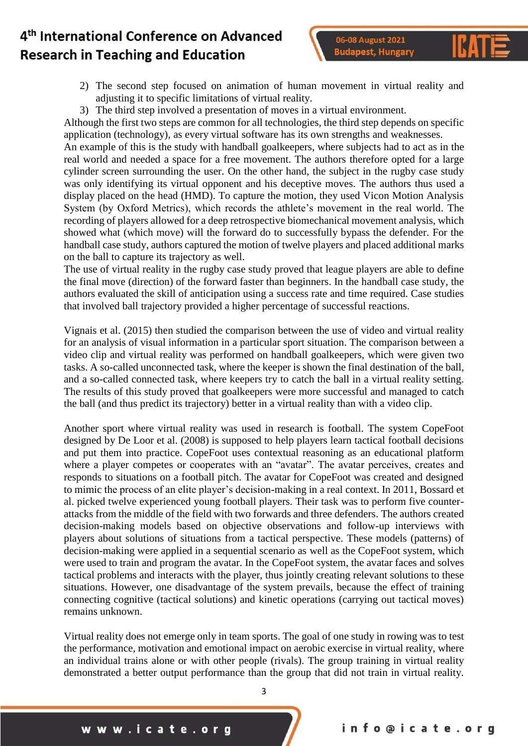2) The second step focused on animation of human movement in virtual reality and adjusting it to specific limitations of virtual reality.
3) The third step involved a presentation of moves in a virtual environment.

Although the first two steps are common for all technologies, the third step depends on specific application (technology), as every virtual software has its own strengths and weaknesses.
An example of this is the study with handball goalkeepers, where subjects had to act as in the real world and needed a space for a free movement. The authors therefore opted for a large cylinder screen surrounding the user. On the other hand, the subject in the rugby case study was only identifying its virtual opponent and his deceptive moves. The authors thus used a display placed on the head (HMD). To capture the motion, they used Vicon Motion Analysis System (by Oxford Metrics), which records the athlete's movement in the real world. The recording of players allowed for a deep retrospective biomechanical movement analysis, which showed what (which move) will the forward do to successfully bypass the defender. For the handball case study, authors captured the motion of twelve players and placed additional marks on the ball to capture its trajectory as well.
The use of virtual reality in the rugby case study proved that league players are able to define the final move (direction) of the forward faster than beginners. In the handball case study, the authors evaluated the skill of anticipation using a success rate and time required. Case studies that involved ball trajectory provided a higher percentage of successful reactions.

Vignais et al. (2015) then studied the comparison between the use of video and virtual reality for an analysis of visual information in a particular sport situation. The comparison between a video clip and virtual reality was performed on handball goalkeepers, which were given two tasks. A so-called unconnected task, where the keeper is shown the final destination of the ball, and a so-called connected task, where keepers try to catch the ball in a virtual reality setting. The results of this study proved that goalkeepers were more successful and managed to catch the ball (and thus predict its trajectory) better in a virtual reality than with a video clip.

Another sport where virtual reality was used in research is football. The system CopeFoot designed by De Loor et al. (2008) is supposed to help players learn tactical football decisions and put them into practice. CopeFoot uses contextual reasoning as an educational platform where a player competes or cooperates with an "avatar". The avatar perceives, creates and responds to situations on a football pitch. The avatar for CopeFoot was created and designed to mimic the process of an elite player's decision-making in a real context. In 2011, Bossard et al. picked twelve experienced young football players. Their task was to perform five counter-attacks from the middle of the field with two forwards and three defenders. The authors created decision-making models based on objective observations and follow-up interviews with players about solutions of situations from a tactical perspective. These models (patterns) of decision-making were applied in a sequential scenario as well as the CopeFoot system, which were used to train and program the avatar. In the CopeFoot system, the avatar faces and solves tactical problems and interacts with the player, thus jointly creating relevant solutions to these situations. However, one disadvantage of the system prevails, because the effect of training connecting cognitive (tactical solutions) and kinetic operations (carrying out tactical moves) remains unknown.

Virtual reality does not emerge only in team sports. The goal of one study in rowing was to test the performance, motivation and emotional impact on aerobic exercise in virtual reality, where an individual trains alone or with other people (rivals). The group training in virtual reality demonstrated a better output performance than the group that did not train in virtual reality.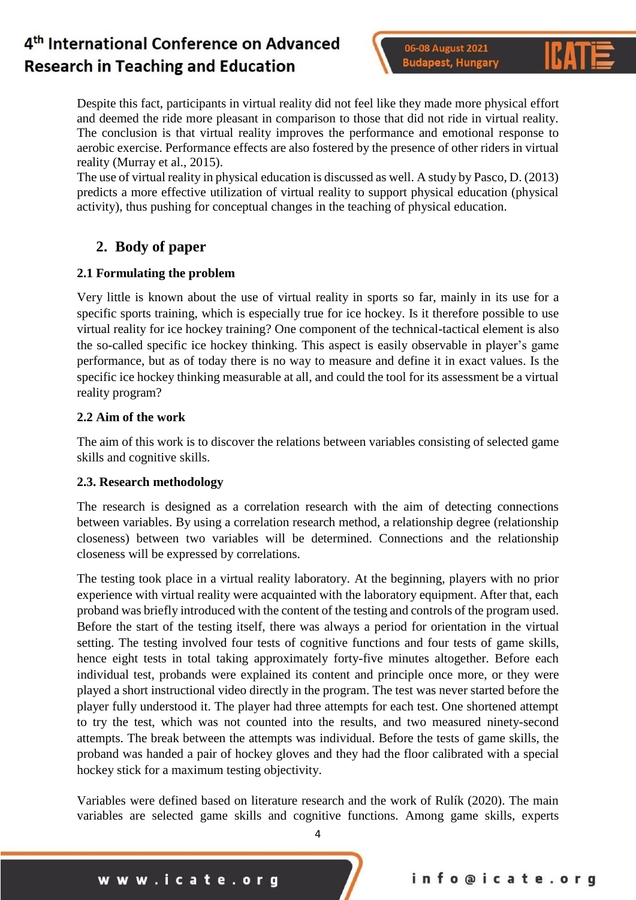Despite this fact, participants in virtual reality did not feel like they made more physical effort and deemed the ride more pleasant in comparison to those that did not ride in virtual reality. The conclusion is that virtual reality improves the performance and emotional response to aerobic exercise. Performance effects are also fostered by the presence of other riders in virtual reality (Murray et al., 2015).
The use of virtual reality in physical education is discussed as well. A study by Pasco, D. (2013) predicts a more effective utilization of virtual reality to support physical education (physical activity), thus pushing for conceptual changes in the teaching of physical education.

## 2. Body of paper

### 2.1 Formulating the problem

Very little is known about the use of virtual reality in sports so far, mainly in its use for a specific sports training, which is especially true for ice hockey. Is it therefore possible to use virtual reality for ice hockey training? One component of the technical-tactical element is also the so-called specific ice hockey thinking. This aspect is easily observable in player's game performance, but as of today there is no way to measure and define it in exact values. Is the specific ice hockey thinking measurable at all, and could the tool for its assessment be a virtual reality program?

### 2.2 Aim of the work

The aim of this work is to discover the relations between variables consisting of selected game skills and cognitive skills.

### 2.3. Research methodology

The research is designed as a correlation research with the aim of detecting connections between variables. By using a correlation research method, a relationship degree (relationship closeness) between two variables will be determined. Connections and the relationship closeness will be expressed by correlations.

The testing took place in a virtual reality laboratory. At the beginning, players with no prior experience with virtual reality were acquainted with the laboratory equipment. After that, each proband was briefly introduced with the content of the testing and controls of the program used. Before the start of the testing itself, there was always a period for orientation in the virtual setting. The testing involved four tests of cognitive functions and four tests of game skills, hence eight tests in total taking approximately forty-five minutes altogether. Before each individual test, probands were explained its content and principle once more, or they were played a short instructional video directly in the program. The test was never started before the player fully understood it. The player had three attempts for each test. One shortened attempt to try the test, which was not counted into the results, and two measured ninety-second attempts. The break between the attempts was individual. Before the tests of game skills, the proband was handed a pair of hockey gloves and they had the floor calibrated with a special hockey stick for a maximum testing objectivity.

Variables were defined based on literature research and the work of Rulík (2020). The main variables are selected game skills and cognitive functions. Among game skills, experts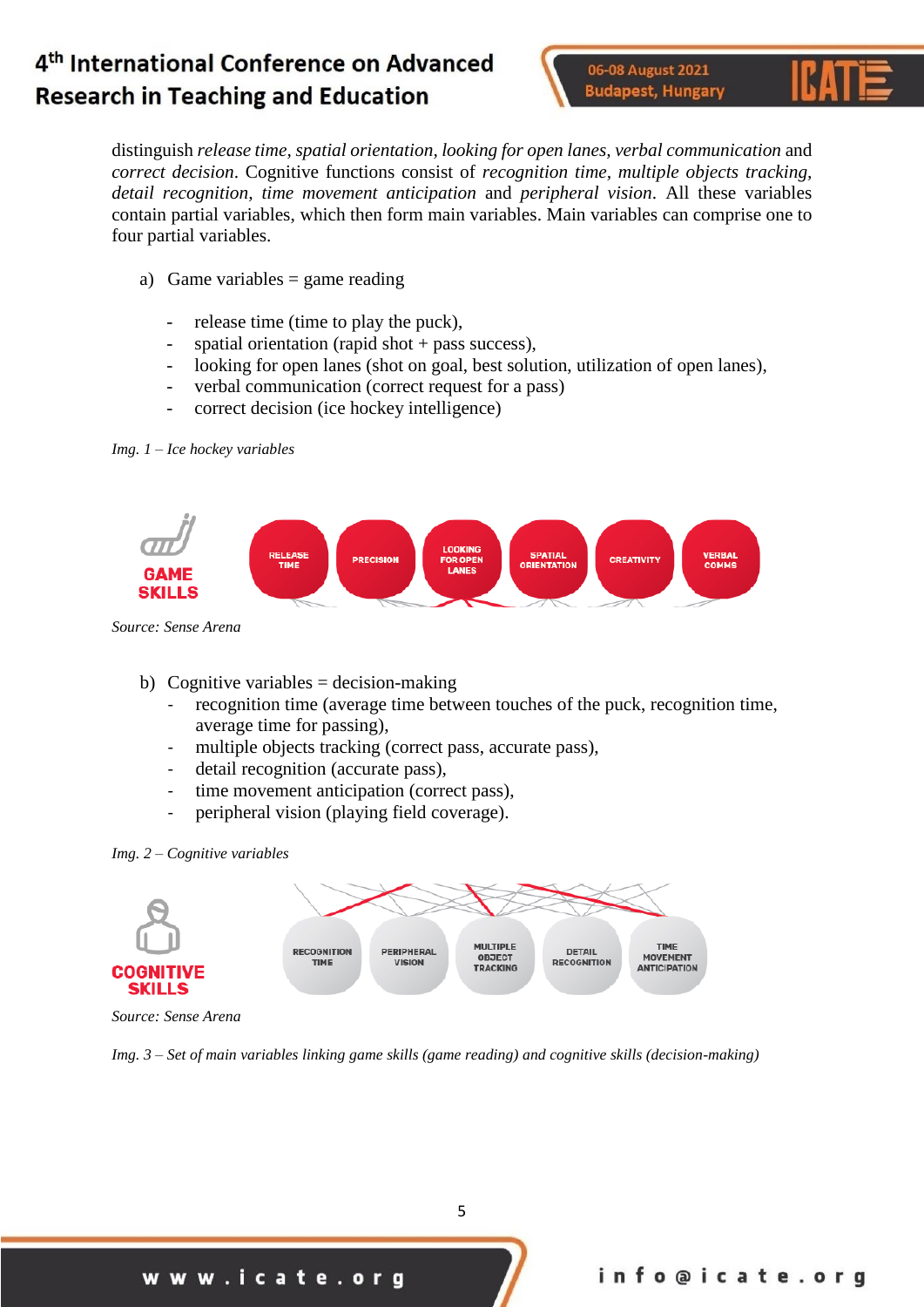distinguish *release time*, *spatial orientation*, *looking for open lanes*, *verbal communication* and *correct decision*. Cognitive functions consist of *recognition time*, *multiple objects tracking*, *detail recognition*, *time movement anticipation* and *peripheral vision*. All these variables contain partial variables, which then form main variables. Main variables can comprise one to four partial variables.

a) Game variables = game reading

- release time (time to play the puck),
- spatial orientation (rapid shot + pass success),
- looking for open lanes (shot on goal, best solution, utilization of open lanes),
- verbal communication (correct request for a pass)
- correct decision (ice hockey intelligence)

*Img. 1 – Ice hockey variables*

*Source: Sense Arena*

b) Cognitive variables = decision-making

- recognition time (average time between touches of the puck, recognition time, average time for passing),
- multiple objects tracking (correct pass, accurate pass),
- detail recognition (accurate pass),
- time movement anticipation (correct pass),
- peripheral vision (playing field coverage).

*Img. 2 – Cognitive variables*

*Source: Sense Arena*

*Img. 3 – Set of main variables linking game skills (game reading) and cognitive skills (decision-making)*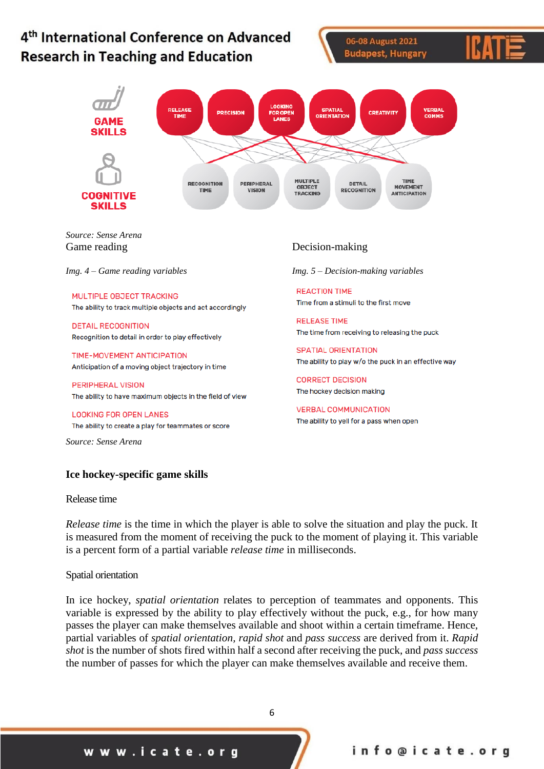GAME SKILLS

RELEASE TIME | PRECISION | LOOKING FOR OPEN LANES | SPATIAL ORIENTATION | CREATIVITY | VERBAL COMMS

COGNITIVE SKILLS

RECOGNITION TIME | PERIPHERAL VISION | MULTIPLE OBJECT TRACKING | DETAIL RECOGNITION | TIME MOVEMENT ANTICIPATION

*Source: Sense Arena*

Game reading

*Img. 4 – Game reading variables*

MULTIPLE OBJECT TRACKING
The ability to track multiple objects and act accordingly

DETAIL RECOGNITION
Recognition to detail in order to play effectively

TIME-MOVEMENT ANTICIPATION
Anticipation of a moving object trajectory in time

PERIPHERAL VISION
The ability to have maximum objects in the field of view

LOOKING FOR OPEN LANES
The ability to create a play for teammates or score

*Source: Sense Arena*

Decision-making

*Img. 5 – Decision-making variables*

REACTION TIME
Time from a stimuli to the first move

RELEASE TIME
The time from receiving to releasing the puck

SPATIAL ORIENTATION
The ability to play w/o the puck in an effective way

CORRECT DECISION
The hockey decision making

VERBAL COMMUNICATION
The ability to yell for a pass when open

## Ice hockey-specific game skills

### Release time

*Release time* is the time in which the player is able to solve the situation and play the puck. It is measured from the moment of receiving the puck to the moment of playing it. This variable is a percent form of a partial variable *release time* in milliseconds.

### Spatial orientation

In ice hockey, *spatial orientation* relates to perception of teammates and opponents. This variable is expressed by the ability to play effectively without the puck, e.g., for how many passes the player can make themselves available and shoot within a certain timeframe. Hence, partial variables of *spatial orientation*, *rapid shot* and *pass success* are derived from it. *Rapid shot* is the number of shots fired within half a second after receiving the puck, and *pass success* the number of passes for which the player can make themselves available and receive them.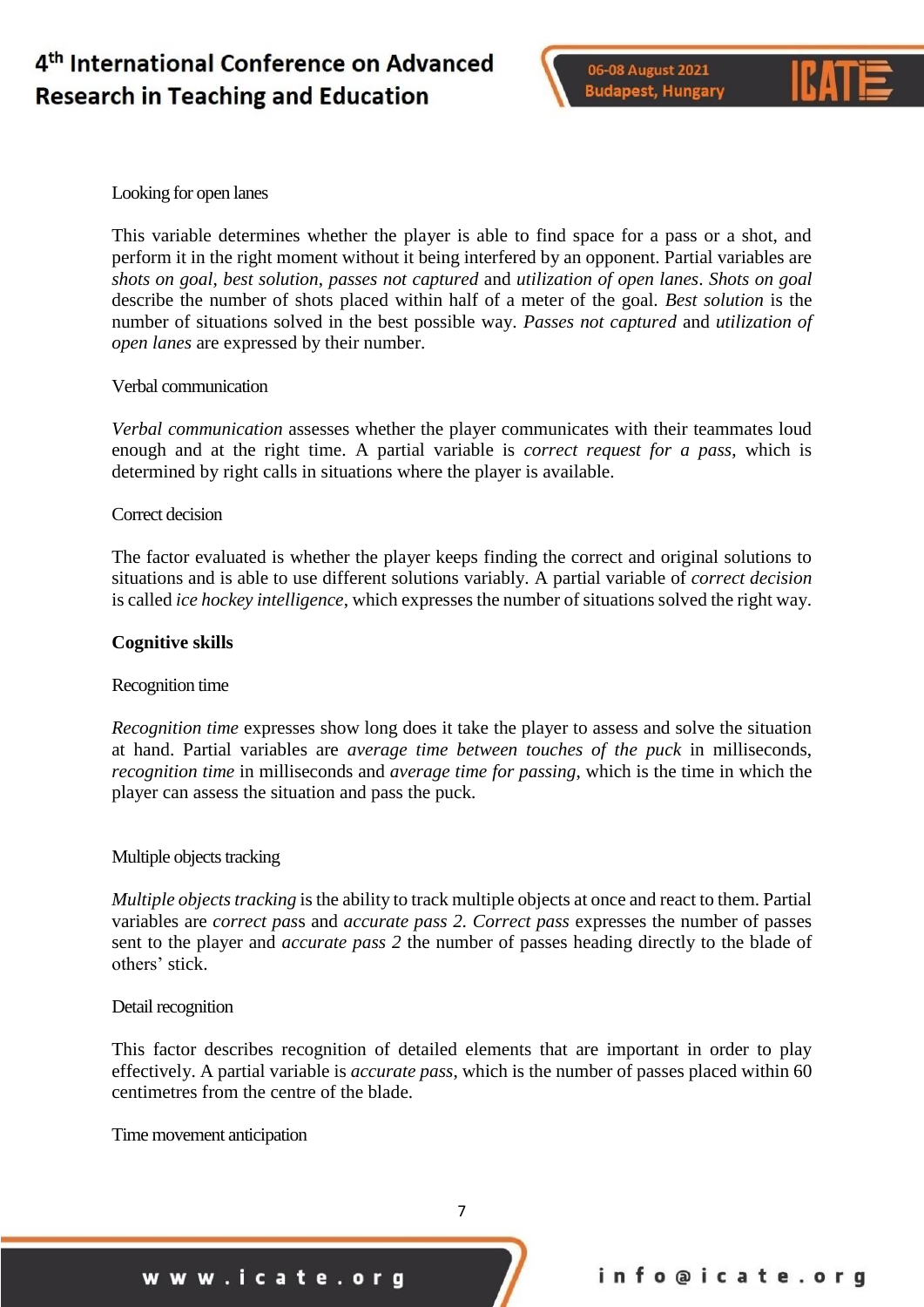Looking for open lanes

This variable determines whether the player is able to find space for a pass or a shot, and perform it in the right moment without it being interfered by an opponent. Partial variables are *shots on goal*, *best solution*, *passes not captured* and *utilization of open lanes*. *Shots on goal* describe the number of shots placed within half of a meter of the goal. *Best solution* is the number of situations solved in the best possible way. *Passes not captured* and *utilization of open lanes* are expressed by their number.

Verbal communication

*Verbal communication* assesses whether the player communicates with their teammates loud enough and at the right time. A partial variable is *correct request for a pass*, which is determined by right calls in situations where the player is available.

Correct decision

The factor evaluated is whether the player keeps finding the correct and original solutions to situations and is able to use different solutions variably. A partial variable of *correct decision* is called *ice hockey intelligence*, which expresses the number of situations solved the right way.

**Cognitive skills**

Recognition time

*Recognition time* expresses show long does it take the player to assess and solve the situation at hand. Partial variables are *average time between touches of the puck* in milliseconds, *recognition time* in milliseconds and *average time for passing*, which is the time in which the player can assess the situation and pass the puck.

Multiple objects tracking

*Multiple objects tracking* is the ability to track multiple objects at once and react to them. Partial variables are *correct pass* and *accurate pass 2*. *Correct pass* expresses the number of passes sent to the player and *accurate pass 2* the number of passes heading directly to the blade of others' stick.

Detail recognition

This factor describes recognition of detailed elements that are important in order to play effectively. A partial variable is *accurate pass*, which is the number of passes placed within 60 centimetres from the centre of the blade.

Time movement anticipation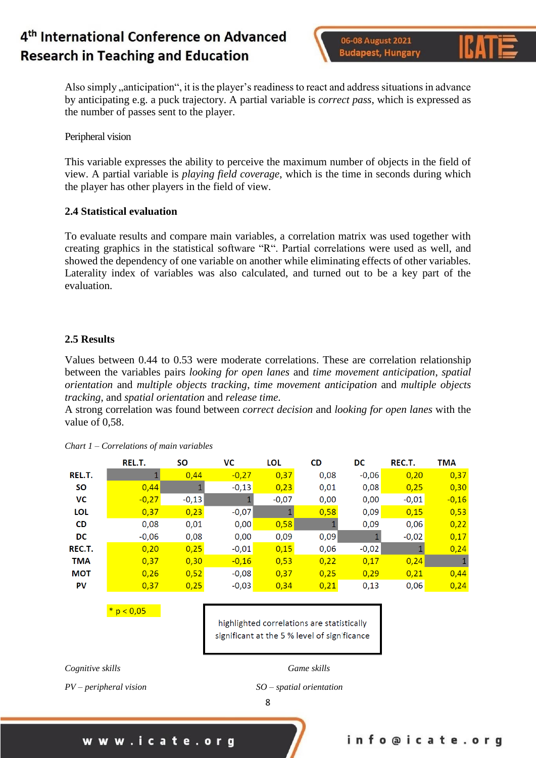Also simply „anticipation“, it is the player’s readiness to react and address situations in advance by anticipating e.g. a puck trajectory. A partial variable is *correct pass*, which is expressed as the number of passes sent to the player.

Peripheral vision

This variable expresses the ability to perceive the maximum number of objects in the field of view. A partial variable is *playing field coverage*, which is the time in seconds during which the player has other players in the field of view.

### 2.4 Statistical evaluation

To evaluate results and compare main variables, a correlation matrix was used together with creating graphics in the statistical software “R“. Partial correlations were used as well, and showed the dependency of one variable on another while eliminating effects of other variables. Laterality index of variables was also calculated, and turned out to be a key part of the evaluation.

### 2.5 Results

Values between 0.44 to 0.53 were moderate correlations. These are correlation relationship between the variables pairs *looking for open lanes* and *time movement anticipation*, *spatial orientation* and *multiple objects tracking*, *time movement anticipation* and *multiple objects tracking*, and *spatial orientation* and *release time*.
A strong correlation was found between *correct decision* and *looking for open lanes* with the value of 0,58.

*Chart 1 – Correlations of main variables*

| | REL.T. | SO | VC | LOL | CD | DC | REC.T. | TMA |
|---|---|---|---|---|---|---|---|---|
| REL.T. | 1 | 0,44 | -0,27 | 0,37 | 0,08 | -0,06 | 0,20 | 0,37 |
| SO | 0,44 | 1 | -0,13 | 0,23 | 0,01 | 0,08 | 0,25 | 0,30 |
| VC | -0,27 | -0,13 | 1 | -0,07 | 0,00 | 0,00 | -0,01 | -0,16 |
| LOL | 0,37 | 0,23 | -0,07 | 1 | 0,58 | 0,09 | 0,15 | 0,53 |
| CD | 0,08 | 0,01 | 0,00 | 0,58 | 1 | 0,09 | 0,06 | 0,22 |
| DC | -0,06 | 0,08 | 0,00 | 0,09 | 0,09 | 1 | -0,02 | 0,17 |
| REC.T. | 0,20 | 0,25 | -0,01 | 0,15 | 0,06 | -0,02 | 1 | 0,24 |
| TMA | 0,37 | 0,30 | -0,16 | 0,53 | 0,22 | 0,17 | 0,24 | 1 |
| MOT | 0,26 | 0,52 | -0,08 | 0,37 | 0,25 | 0,29 | 0,21 | 0,44 |
| PV | 0,37 | 0,25 | -0,03 | 0,34 | 0,21 | 0,13 | 0,06 | 0,24 |

\* $p < 0,05$

highlighted correlations are statistically significant at the 5 % level of significance

*Cognitive skills* *Game skills*

*PV – peripheral vision* *SO – spatial orientation*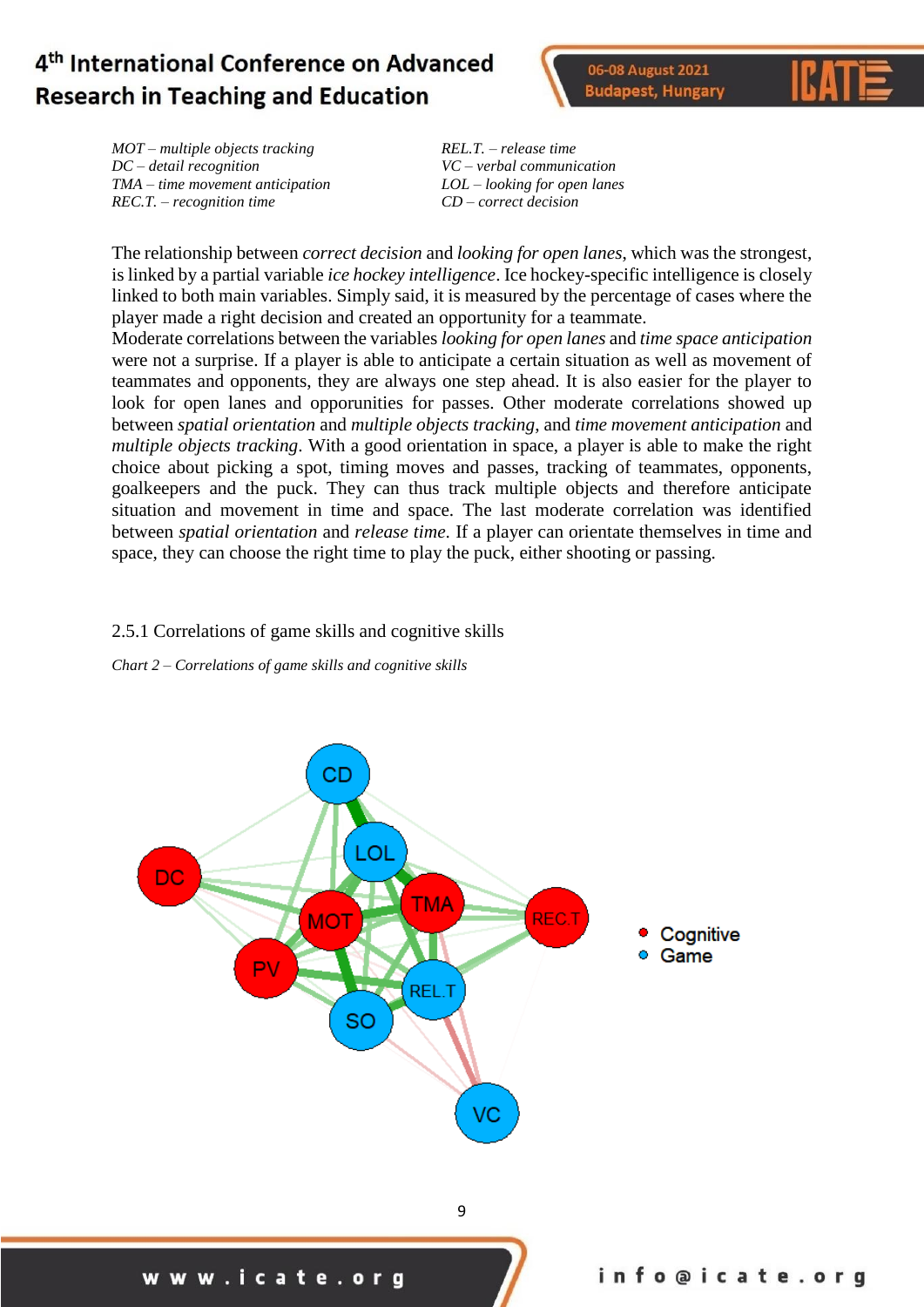*MOT – multiple objects tracking*
*DC – detail recognition*
*TMA – time movement anticipation*
*REC.T. – recognition time*
*REL.T. – release time*
*VC – verbal communication*
*LOL – looking for open lanes*
*CD – correct decision*

The relationship between *correct decision* and *looking for open lanes*, which was the strongest, is linked by a partial variable *ice hockey intelligence*. Ice hockey-specific intelligence is closely linked to both main variables. Simply said, it is measured by the percentage of cases where the player made a right decision and created an opportunity for a teammate.
Moderate correlations between the variables *looking for open lanes* and *time space anticipation* were not a surprise. If a player is able to anticipate a certain situation as well as movement of teammates and opponents, they are always one step ahead. It is also easier for the player to look for open lanes and opporunities for passes. Other moderate correlations showed up between *spatial orientation* and *multiple objects tracking*, and *time movement anticipation* and *multiple objects tracking*. With a good orientation in space, a player is able to make the right choice about picking a spot, timing moves and passes, tracking of teammates, opponents, goalkeepers and the puck. They can thus track multiple objects and therefore anticipate situation and movement in time and space. The last moderate correlation was identified between *spatial orientation* and *release time*. If a player can orientate themselves in time and space, they can choose the right time to play the puck, either shooting or passing.

### 2.5.1 Correlations of game skills and cognitive skills

*Chart 2 – Correlations of game skills and cognitive skills*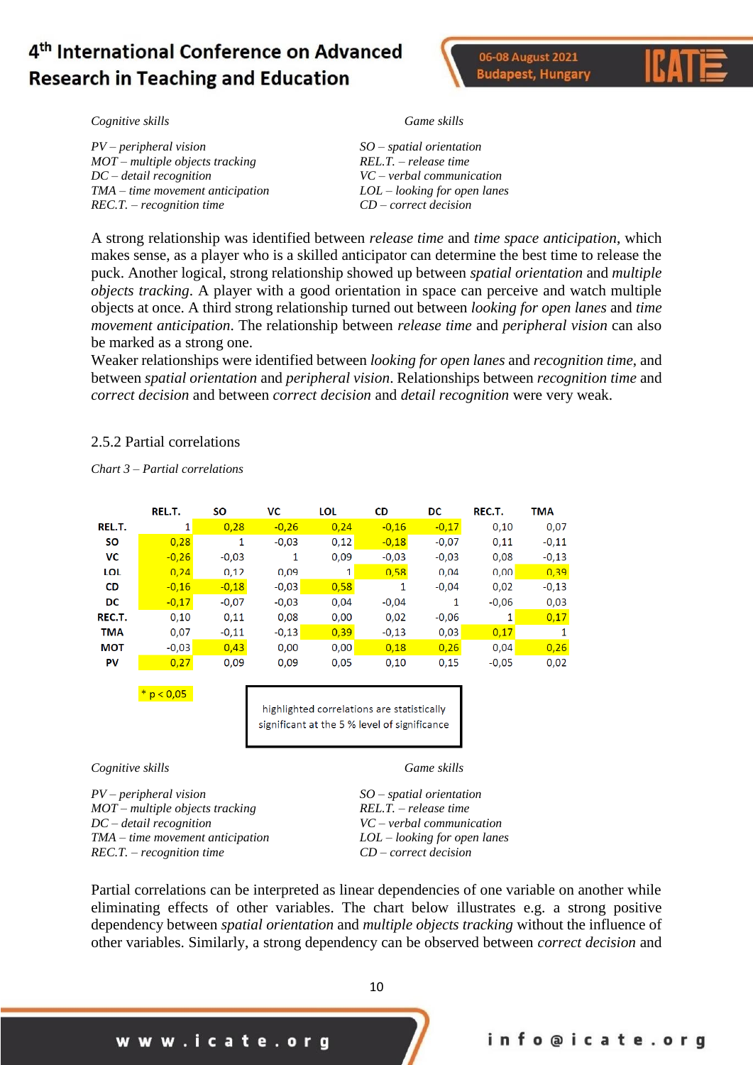*Cognitive skills*

*PV – peripheral vision*
*MOT – multiple objects tracking*
*DC – detail recognition*
*TMA – time movement anticipation*
*REC.T. – recognition time*

*Game skills*

*SO – spatial orientation*
*REL.T. – release time*
*VC – verbal communication*
*LOL – looking for open lanes*
*CD – correct decision*

A strong relationship was identified between *release time* and *time space anticipation*, which makes sense, as a player who is a skilled anticipator can determine the best time to release the puck. Another logical, strong relationship showed up between *spatial orientation* and *multiple objects tracking*. A player with a good orientation in space can perceive and watch multiple objects at once. A third strong relationship turned out between *looking for open lanes* and *time movement anticipation*. The relationship between *release time* and *peripheral vision* can also be marked as a strong one.
Weaker relationships were identified between *looking for open lanes* and *recognition time*, and between *spatial orientation* and *peripheral vision*. Relationships between *recognition time* and *correct decision* and between *correct decision* and *detail recognition* were very weak.

### 2.5.2 Partial correlations

*Chart 3 – Partial correlations*

| | REL.T. | SO | VC | LOL | CD | DC | REC.T. | TMA |
|---|---|---|---|---|---|---|---|---|
| REL.T. | 1 | 0,28 | -0,26 | 0,24 | -0,16 | -0,17 | 0,10 | 0,07 |
| SO | 0,28 | 1 | -0,03 | 0,12 | -0,18 | -0,07 | 0,11 | -0,11 |
| VC | -0,26 | -0,03 | 1 | 0,09 | -0,03 | -0,03 | 0,08 | -0,13 |
| LOL | 0,24 | 0,12 | 0,09 | 1 | 0,58 | 0,04 | 0,00 | 0,39 |
| CD | -0,16 | -0,18 | -0,03 | 0,58 | 1 | -0,04 | 0,02 | -0,13 |
| DC | -0,17 | -0,07 | -0,03 | 0,04 | -0,04 | 1 | -0,06 | 0,03 |
| REC.T. | 0,10 | 0,11 | 0,08 | 0,00 | 0,02 | -0,06 | 1 | 0,17 |
| TMA | 0,07 | -0,11 | -0,13 | 0,39 | -0,13 | 0,03 | 0,17 | 1 |
| MOT | -0,03 | 0,43 | 0,00 | 0,00 | 0,18 | 0,26 | 0,04 | 0,26 |
| PV | 0,27 | 0,09 | 0,09 | 0,05 | 0,10 | 0,15 | -0,05 | 0,02 |

* $p < 0,05$

highlighted correlations are statistically significant at the 5 % level of significance

*Cognitive skills*

*PV – peripheral vision*
*MOT – multiple objects tracking*
*DC – detail recognition*
*TMA – time movement anticipation*
*REC.T. – recognition time*

*Game skills*

*SO – spatial orientation*
*REL.T. – release time*
*VC – verbal communication*
*LOL – looking for open lanes*
*CD – correct decision*

Partial correlations can be interpreted as linear dependencies of one variable on another while eliminating effects of other variables. The chart below illustrates e.g. a strong positive dependency between *spatial orientation* and *multiple objects tracking* without the influence of other variables. Similarly, a strong dependency can be observed between *correct decision* and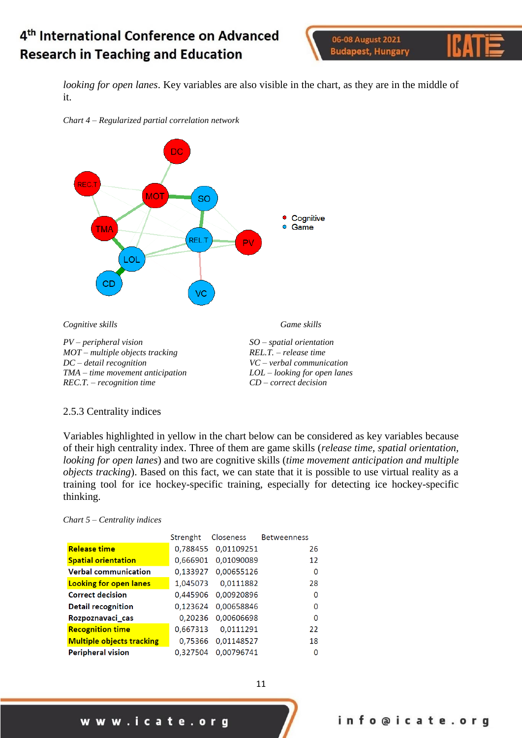*looking for open lanes*. Key variables are also visible in the chart, as they are in the middle of it.

*Chart 4 – Regularized partial correlation network*

| *Cognitive skills* | *Game skills* |
|---|---|
| *PV – peripheral vision* | *SO – spatial orientation* |
| *MOT – multiple objects tracking* | *REL.T. – release time* |
| *DC – detail recognition* | *VC – verbal communication* |
| *TMA – time movement anticipation* | *LOL – looking for open lanes* |
| *REC.T. – recognition time* | *CD – correct decision* |

2.5.3 Centrality indices

Variables highlighted in yellow in the chart below can be considered as key variables because of their high centrality index. Three of them are game skills (*release time, spatial orientation, looking for open lanes*) and two are cognitive skills (*time movement anticipation and multiple objects tracking*). Based on this fact, we can state that it is possible to use virtual reality as a training tool for ice hockey-specific training, especially for detecting ice hockey-specific thinking.

*Chart 5 – Centrality indices*

| | Strenght | Closeness | Betweenness |
|---|---|---|---|
| **Release time** | 0,788455 | 0,01109251 | 26 |
| **Spatial orientation** | 0,666901 | 0,01090089 | 12 |
| **Verbal communication** | 0,133927 | 0,00655126 | 0 |
| **Looking for open lanes** | 1,045073 | 0,0111882 | 28 |
| **Correct decision** | 0,445906 | 0,00920896 | 0 |
| **Detail recognition** | 0,123624 | 0,00658846 | 0 |
| **Rozpoznavaci_cas** | 0,20236 | 0,00606698 | 0 |
| **Recognition time** | 0,667313 | 0,0111291 | 22 |
| **Multiple objects tracking** | 0,75366 | 0,01148527 | 18 |
| **Peripheral vision** | 0,327504 | 0,00796741 | 0 |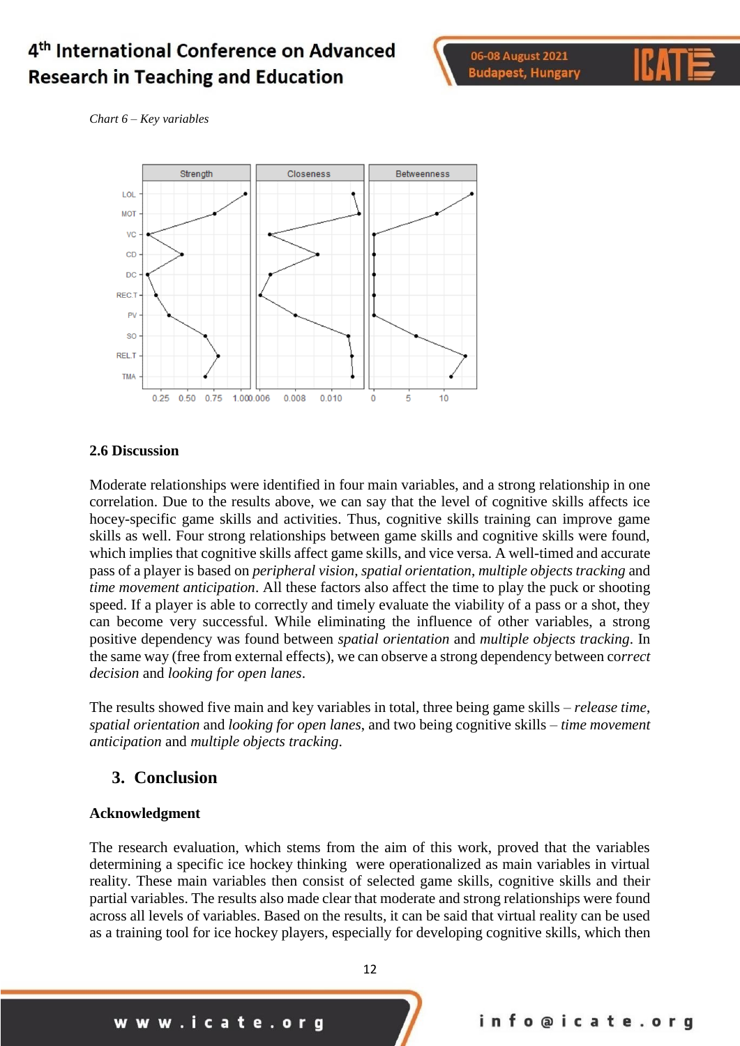*Chart 6 – Key variables*

**2.6 Discussion**

Moderate relationships were identified in four main variables, and a strong relationship in one correlation. Due to the results above, we can say that the level of cognitive skills affects ice hocey-specific game skills and activities. Thus, cognitive skills training can improve game skills as well. Four strong relationships between game skills and cognitive skills were found, which implies that cognitive skills affect game skills, and vice versa. A well-timed and accurate pass of a player is based on *peripheral vision*, *spatial orientation*, *multiple objects tracking* and *time movement anticipation*. All these factors also affect the time to play the puck or shooting speed. If a player is able to correctly and timely evaluate the viability of a pass or a shot, they can become very successful. While eliminating the influence of other variables, a strong positive dependency was found between *spatial orientation* and *multiple objects tracking*. In the same way (free from external effects), we can observe a strong dependency between c*orrect decision* and *looking for open lanes*.

The results showed five main and key variables in total, three being game skills – *release time*, *spatial orientation* and *looking for open lanes*, and two being cognitive skills – *time movement anticipation* and *multiple objects tracking*.

## 3. Conclusion

**Acknowledgment**

The research evaluation, which stems from the aim of this work, proved that the variables determining a specific ice hockey thinking were operationalized as main variables in virtual reality. These main variables then consist of selected game skills, cognitive skills and their partial variables. The results also made clear that moderate and strong relationships were found across all levels of variables. Based on the results, it can be said that virtual reality can be used as a training tool for ice hockey players, especially for developing cognitive skills, which then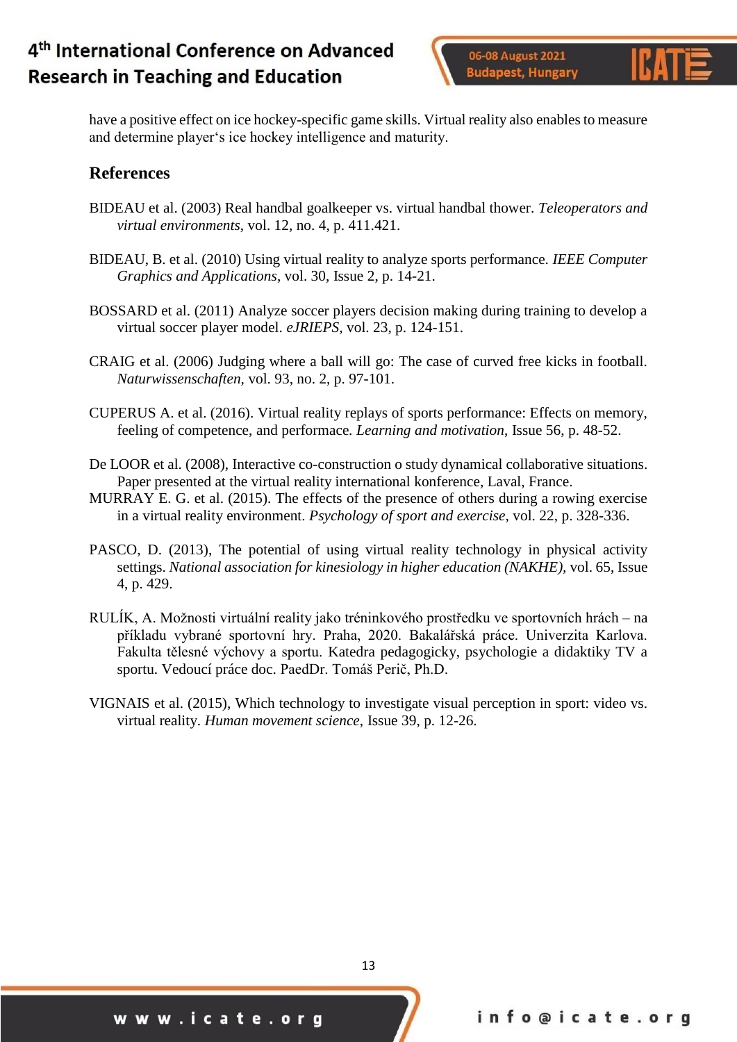have a positive effect on ice hockey-specific game skills. Virtual reality also enables to measure and determine player‘s ice hockey intelligence and maturity.

## References

BIDEAU et al. (2003) Real handbal goalkeeper vs. virtual handbal thower. *Teleoperators and virtual environments*, vol. 12, no. 4, p. 411.421.

BIDEAU, B. et al. (2010) Using virtual reality to analyze sports performance. *IEEE Computer Graphics and Applications*, vol. 30, Issue 2, p. 14-21.

BOSSARD et al. (2011) Analyze soccer players decision making during training to develop a virtual soccer player model. *eJRIEPS*, vol. 23, p. 124-151.

CRAIG et al. (2006) Judging where a ball will go: The case of curved free kicks in football. *Naturwissenschaften*, vol. 93, no. 2, p. 97-101.

CUPERUS A. et al. (2016). Virtual reality replays of sports performance: Effects on memory, feeling of competence, and performace. *Learning and motivation*, Issue 56, p. 48-52.

De LOOR et al. (2008), Interactive co-construction o study dynamical collaborative situations. Paper presented at the virtual reality international konference, Laval, France.

MURRAY E. G. et al. (2015). The effects of the presence of others during a rowing exercise in a virtual reality environment. *Psychology of sport and exercise*, vol. 22, p. 328-336.

PASCO, D. (2013), The potential of using virtual reality technology in physical activity settings. *National association for kinesiology in higher education (NAKHE)*, vol. 65, Issue 4, p. 429.

RULÍK, A. Možnosti virtuální reality jako tréninkového prostředku ve sportovních hrách – na příkladu vybrané sportovní hry. Praha, 2020. Bakalářská práce. Univerzita Karlova. Fakulta tělesné výchovy a sportu. Katedra pedagogicky, psychologie a didaktiky TV a sportu. Vedoucí práce doc. PaedDr. Tomáš Perič, Ph.D.

VIGNAIS et al. (2015), Which technology to investigate visual perception in sport: video vs. virtual reality. *Human movement science*, Issue 39, p. 12-26.